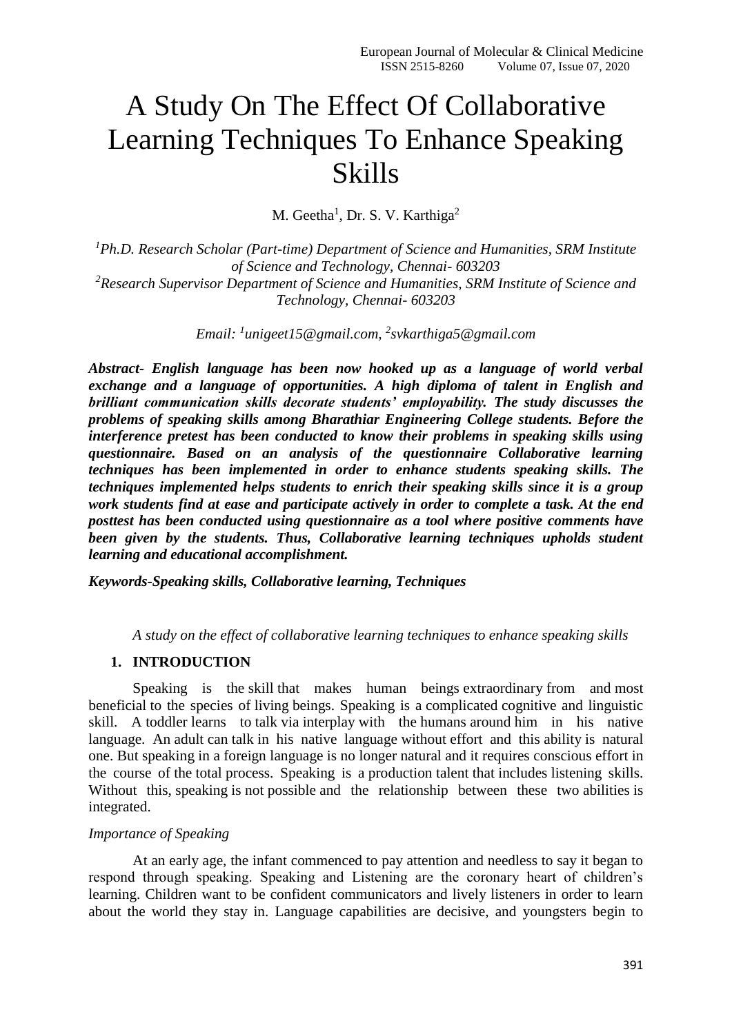# A Study On The Effect Of Collaborative Learning Techniques To Enhance Speaking Skills

M. Geetha[1], Dr. S. V. Karthiga[2]

*[1]Ph.D. Research Scholar (Part-time) Department of Science and Humanities, SRM Institute of Science and Technology, Chennai- 603203*
*[2]Research Supervisor Department of Science and Humanities, SRM Institute of Science and Technology, Chennai- 603203*

*Email: [1]unigeet15@gmail.com, [2]svkarthiga5@gmail.com*

***Abstract- English language has been now hooked up as a language of world verbal exchange and a language of opportunities. A high diploma of talent in English and brilliant communication skills decorate students' employability. The study discusses the problems of speaking skills among Bharathiar Engineering College students. Before the interference pretest has been conducted to know their problems in speaking skills using questionnaire. Based on an analysis of the questionnaire Collaborative learning techniques has been implemented in order to enhance students speaking skills. The techniques implemented helps students to enrich their speaking skills since it is a group work students find at ease and participate actively in order to complete a task. At the end posttest has been conducted using questionnaire as a tool where positive comments have been given by the students. Thus, Collaborative learning techniques upholds student learning and educational accomplishment.***

***Keywords-Speaking skills, Collaborative learning, Techniques***

*A study on the effect of collaborative learning techniques to enhance speaking skills*

## 1. INTRODUCTION

Speaking is the skill that makes human beings extraordinary from and most beneficial to the species of living beings. Speaking is a complicated cognitive and linguistic skill. A toddler learns to talk via interplay with the humans around him in his native language. An adult can talk in his native language without effort and this ability is natural one. But speaking in a foreign language is no longer natural and it requires conscious effort in the course of the total process. Speaking is a production talent that includes listening skills. Without this, speaking is not possible and the relationship between these two abilities is integrated.

*Importance of Speaking*

At an early age, the infant commenced to pay attention and needless to say it began to respond through speaking. Speaking and Listening are the coronary heart of children's learning. Children want to be confident communicators and lively listeners in order to learn about the world they stay in. Language capabilities are decisive, and youngsters begin to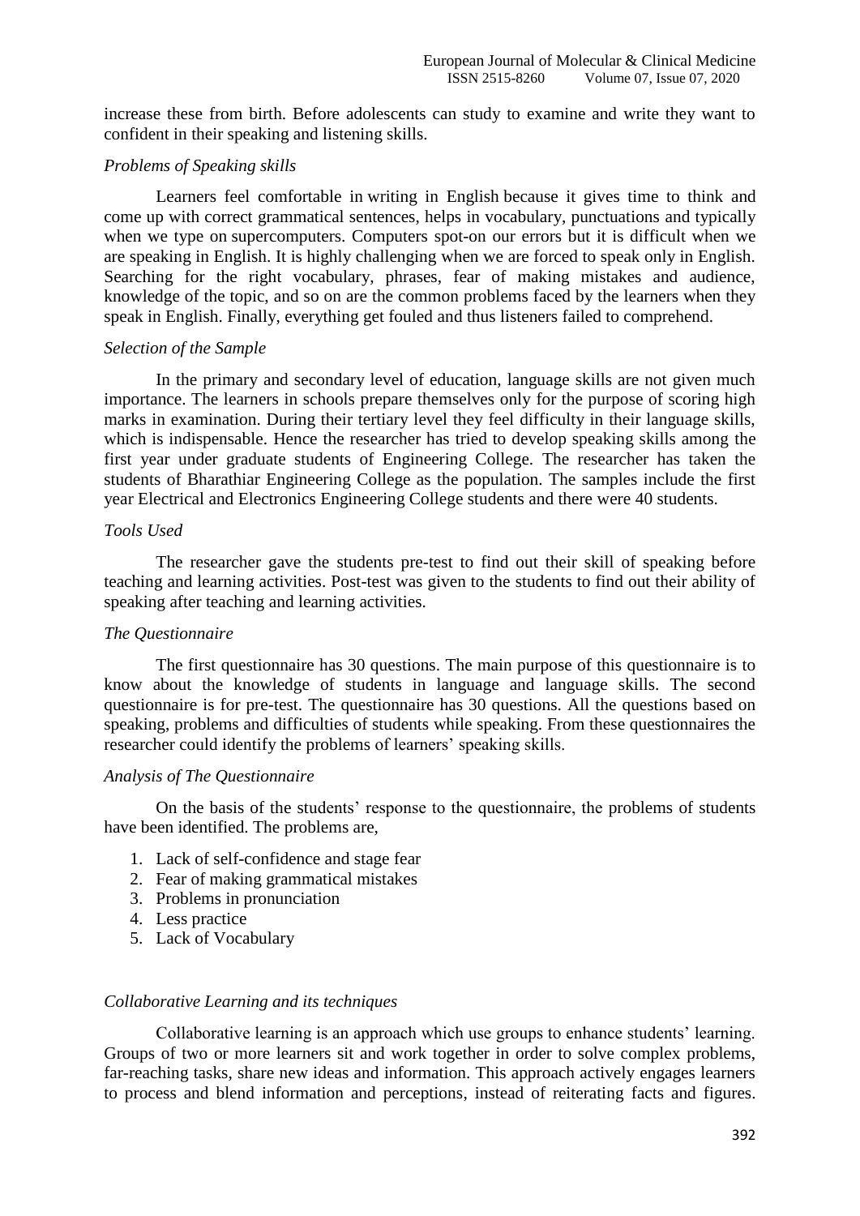increase these from birth. Before adolescents can study to examine and write they want to confident in their speaking and listening skills.

### *Problems of Speaking skills*

Learners feel comfortable in writing in English because it gives time to think and come up with correct grammatical sentences, helps in vocabulary, punctuations and typically when we type on supercomputers. Computers spot-on our errors but it is difficult when we are speaking in English. It is highly challenging when we are forced to speak only in English. Searching for the right vocabulary, phrases, fear of making mistakes and audience, knowledge of the topic, and so on are the common problems faced by the learners when they speak in English. Finally, everything get fouled and thus listeners failed to comprehend.

### *Selection of the Sample*

In the primary and secondary level of education, language skills are not given much importance. The learners in schools prepare themselves only for the purpose of scoring high marks in examination. During their tertiary level they feel difficulty in their language skills, which is indispensable. Hence the researcher has tried to develop speaking skills among the first year under graduate students of Engineering College. The researcher has taken the students of Bharathiar Engineering College as the population. The samples include the first year Electrical and Electronics Engineering College students and there were 40 students.

### *Tools Used*

The researcher gave the students pre-test to find out their skill of speaking before teaching and learning activities. Post-test was given to the students to find out their ability of speaking after teaching and learning activities.

### *The Questionnaire*

The first questionnaire has 30 questions. The main purpose of this questionnaire is to know about the knowledge of students in language and language skills. The second questionnaire is for pre-test. The questionnaire has 30 questions. All the questions based on speaking, problems and difficulties of students while speaking. From these questionnaires the researcher could identify the problems of learners' speaking skills.

### *Analysis of The Questionnaire*

On the basis of the students' response to the questionnaire, the problems of students have been identified. The problems are,

1. Lack of self-confidence and stage fear
2. Fear of making grammatical mistakes
3. Problems in pronunciation
4. Less practice
5. Lack of Vocabulary

### *Collaborative Learning and its techniques*

Collaborative learning is an approach which use groups to enhance students' learning. Groups of two or more learners sit and work together in order to solve complex problems, far-reaching tasks, share new ideas and information. This approach actively engages learners to process and blend information and perceptions, instead of reiterating facts and figures.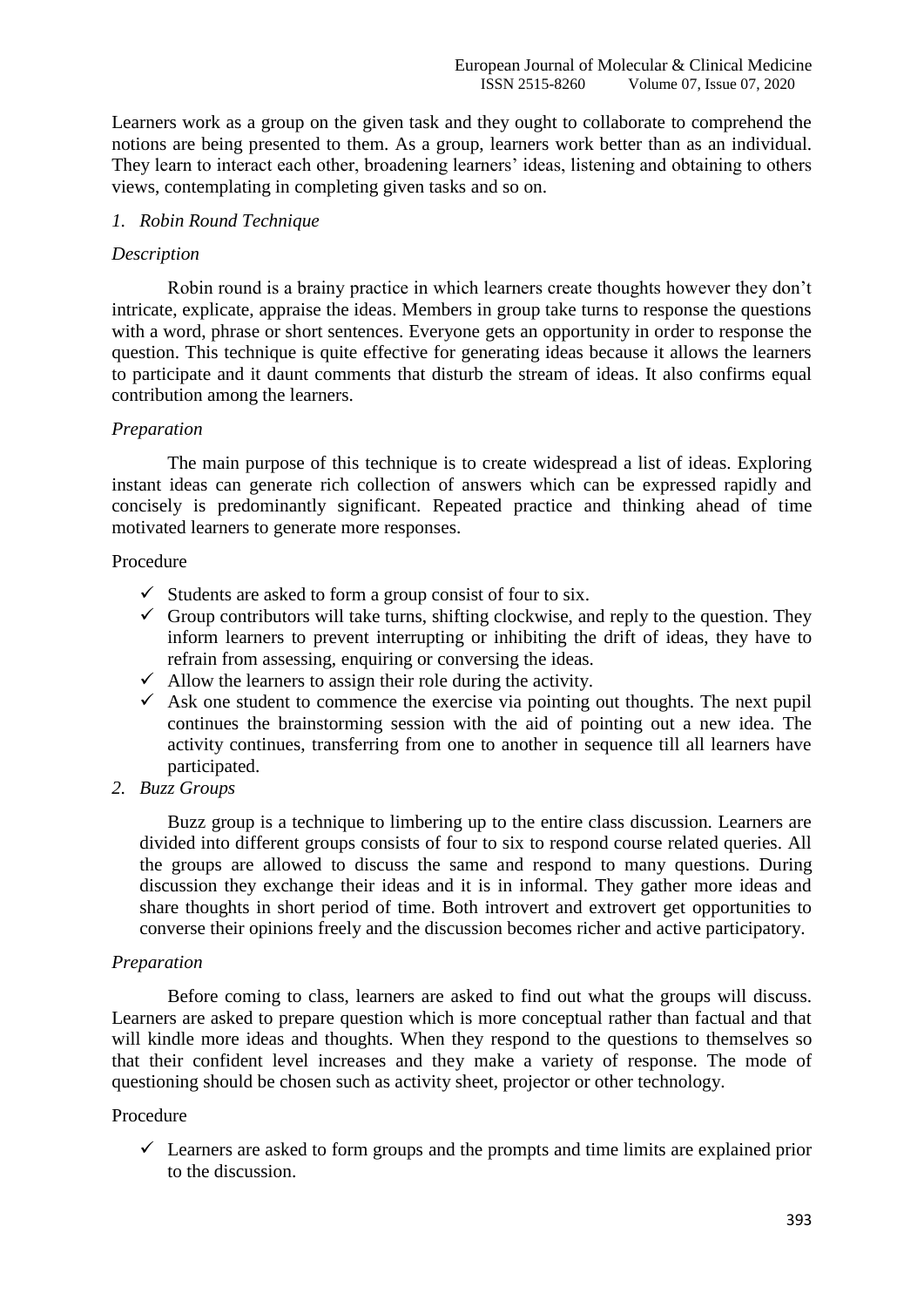Learners work as a group on the given task and they ought to collaborate to comprehend the notions are being presented to them. As a group, learners work better than as an individual. They learn to interact each other, broadening learners' ideas, listening and obtaining to others views, contemplating in completing given tasks and so on.

*1. Robin Round Technique*

*Description*

Robin round is a brainy practice in which learners create thoughts however they don't intricate, explicate, appraise the ideas. Members in group take turns to response the questions with a word, phrase or short sentences. Everyone gets an opportunity in order to response the question. This technique is quite effective for generating ideas because it allows the learners to participate and it daunt comments that disturb the stream of ideas. It also confirms equal contribution among the learners.

*Preparation*

The main purpose of this technique is to create widespread a list of ideas. Exploring instant ideas can generate rich collection of answers which can be expressed rapidly and concisely is predominantly significant. Repeated practice and thinking ahead of time motivated learners to generate more responses.

Procedure

- ✓ Students are asked to form a group consist of four to six.
- ✓ Group contributors will take turns, shifting clockwise, and reply to the question. They inform learners to prevent interrupting or inhibiting the drift of ideas, they have to refrain from assessing, enquiring or conversing the ideas.
- ✓ Allow the learners to assign their role during the activity.
- ✓ Ask one student to commence the exercise via pointing out thoughts. The next pupil continues the brainstorming session with the aid of pointing out a new idea. The activity continues, transferring from one to another in sequence till all learners have participated.

*2. Buzz Groups*

Buzz group is a technique to limbering up to the entire class discussion. Learners are divided into different groups consists of four to six to respond course related queries. All the groups are allowed to discuss the same and respond to many questions. During discussion they exchange their ideas and it is in informal. They gather more ideas and share thoughts in short period of time. Both introvert and extrovert get opportunities to converse their opinions freely and the discussion becomes richer and active participatory.

*Preparation*

Before coming to class, learners are asked to find out what the groups will discuss. Learners are asked to prepare question which is more conceptual rather than factual and that will kindle more ideas and thoughts. When they respond to the questions to themselves so that their confident level increases and they make a variety of response. The mode of questioning should be chosen such as activity sheet, projector or other technology.

Procedure

- ✓ Learners are asked to form groups and the prompts and time limits are explained prior to the discussion.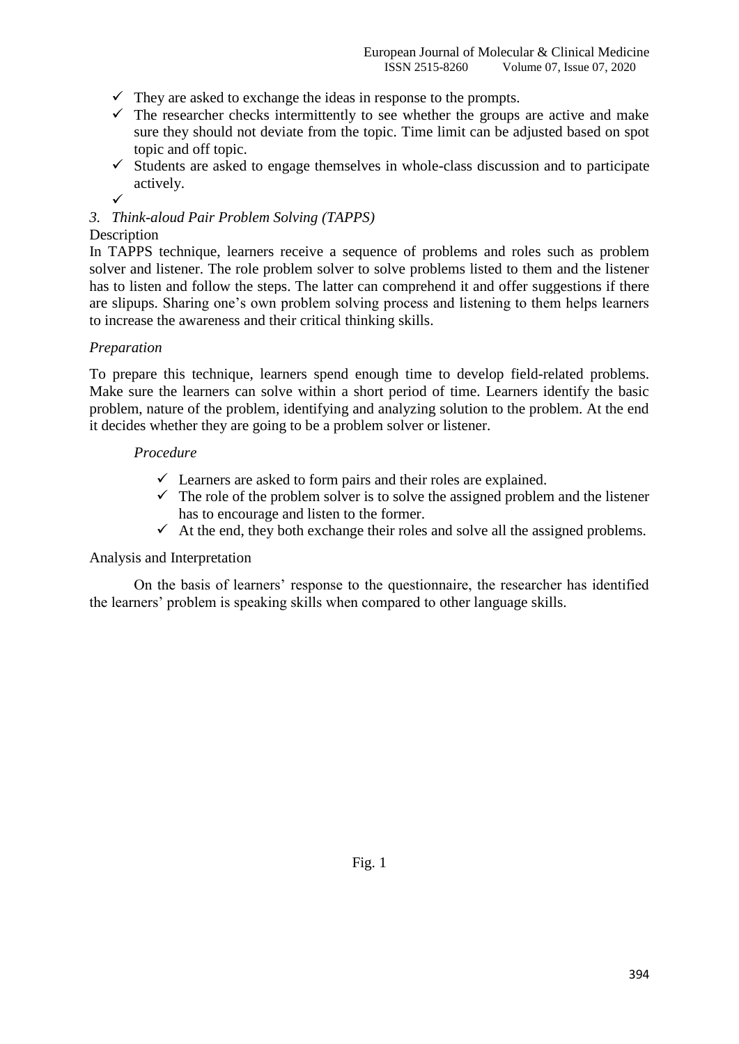- They are asked to exchange the ideas in response to the prompts.
- The researcher checks intermittently to see whether the groups are active and make sure they should not deviate from the topic. Time limit can be adjusted based on spot topic and off topic.
- Students are asked to engage themselves in whole-class discussion and to participate actively.
-

*3. Think-aloud Pair Problem Solving (TAPPS)*

Description

In TAPPS technique, learners receive a sequence of problems and roles such as problem solver and listener. The role problem solver to solve problems listed to them and the listener has to listen and follow the steps. The latter can comprehend it and offer suggestions if there are slipups. Sharing one's own problem solving process and listening to them helps learners to increase the awareness and their critical thinking skills.

*Preparation*

To prepare this technique, learners spend enough time to develop field-related problems. Make sure the learners can solve within a short period of time. Learners identify the basic problem, nature of the problem, identifying and analyzing solution to the problem. At the end it decides whether they are going to be a problem solver or listener.

*Procedure*

- Learners are asked to form pairs and their roles are explained.
- The role of the problem solver is to solve the assigned problem and the listener has to encourage and listen to the former.
- At the end, they both exchange their roles and solve all the assigned problems.

Analysis and Interpretation

On the basis of learners' response to the questionnaire, the researcher has identified the learners' problem is speaking skills when compared to other language skills.

Fig. 1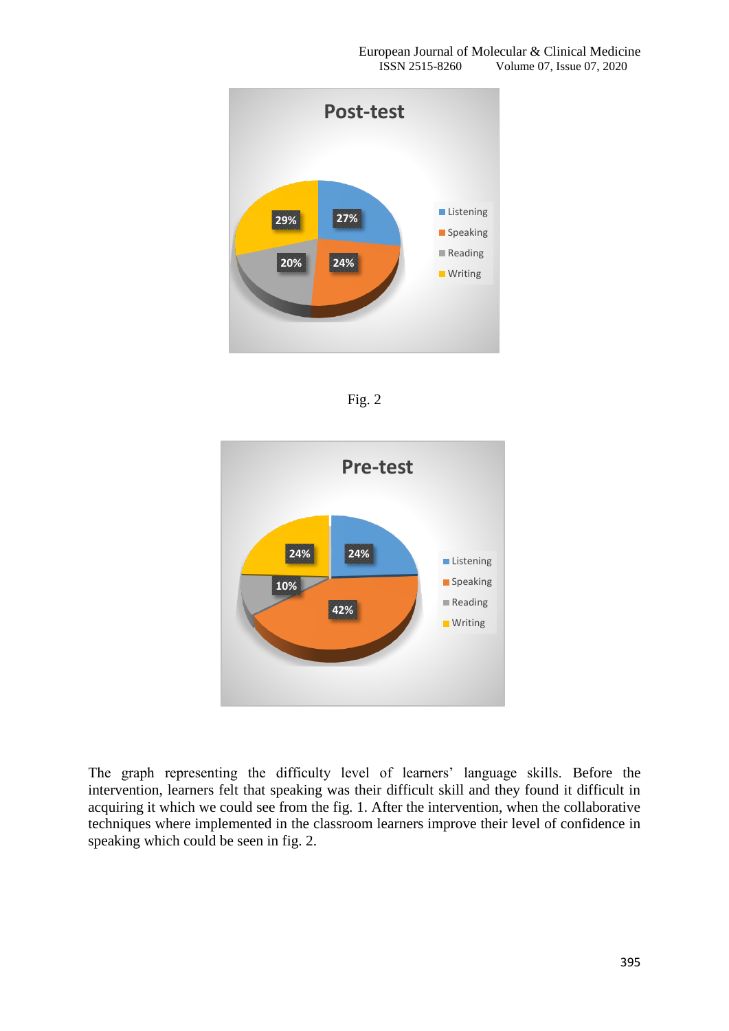Fig. 2

The graph representing the difficulty level of learners' language skills. Before the intervention, learners felt that speaking was their difficult skill and they found it difficult in acquiring it which we could see from the fig. 1. After the intervention, when the collaborative techniques where implemented in the classroom learners improve their level of confidence in speaking which could be seen in fig. 2.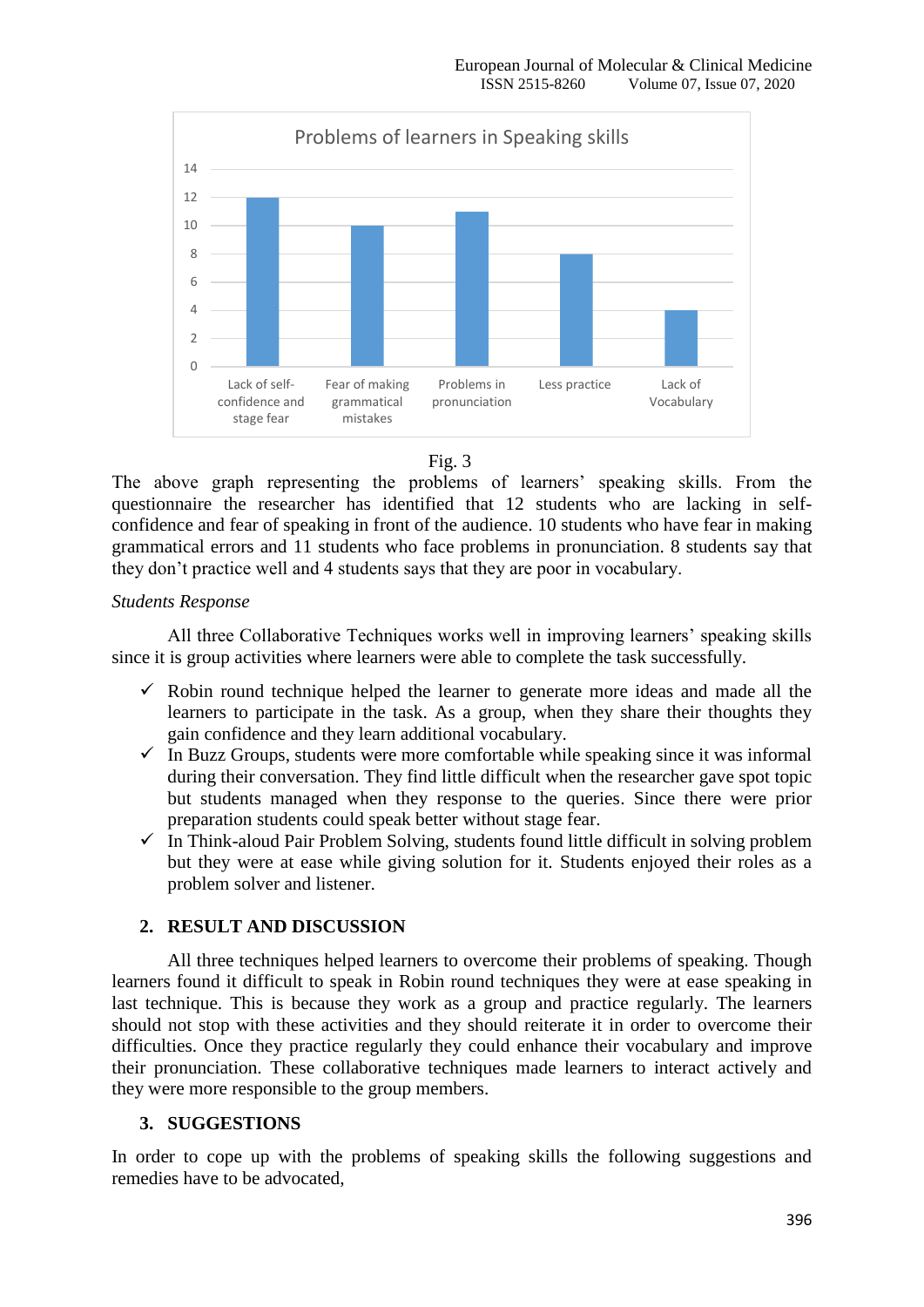**Problems of learners in Speaking skills**

| Problem | Number of students |
|---|---|
| Lack of self-confidence and stage fear | 12 |
| Fear of making grammatical mistakes | 10 |
| Problems in pronunciation | 11 |
| Less practice | 8 |
| Lack of Vocabulary | 4 |

Fig. 3

The above graph representing the problems of learners' speaking skills. From the questionnaire the researcher has identified that 12 students who are lacking in self-confidence and fear of speaking in front of the audience. 10 students who have fear in making grammatical errors and 11 students who face problems in pronunciation. 8 students say that they don't practice well and 4 students says that they are poor in vocabulary.

*Students Response*

All three Collaborative Techniques works well in improving learners' speaking skills since it is group activities where learners were able to complete the task successfully.

- ✓ Robin round technique helped the learner to generate more ideas and made all the learners to participate in the task. As a group, when they share their thoughts they gain confidence and they learn additional vocabulary.
- ✓ In Buzz Groups, students were more comfortable while speaking since it was informal during their conversation. They find little difficult when the researcher gave spot topic but students managed when they response to the queries. Since there were prior preparation students could speak better without stage fear.
- ✓ In Think-aloud Pair Problem Solving, students found little difficult in solving problem but they were at ease while giving solution for it. Students enjoyed their roles as a problem solver and listener.

## 2. RESULT AND DISCUSSION

All three techniques helped learners to overcome their problems of speaking. Though learners found it difficult to speak in Robin round techniques they were at ease speaking in last technique. This is because they work as a group and practice regularly. The learners should not stop with these activities and they should reiterate it in order to overcome their difficulties. Once they practice regularly they could enhance their vocabulary and improve their pronunciation. These collaborative techniques made learners to interact actively and they were more responsible to the group members.

## 3. SUGGESTIONS

In order to cope up with the problems of speaking skills the following suggestions and remedies have to be advocated,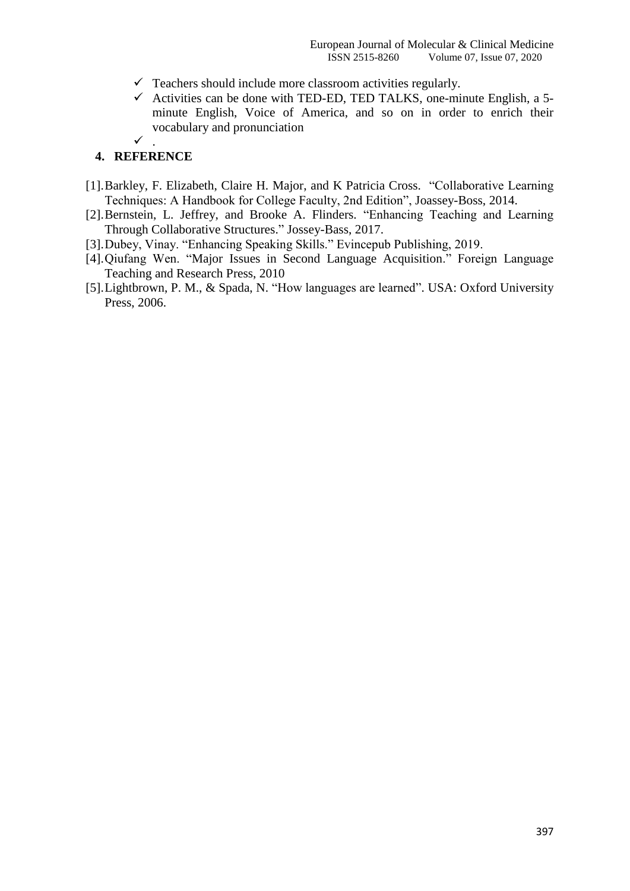- ✓ Teachers should include more classroom activities regularly.
- ✓ Activities can be done with TED-ED, TED TALKS, one-minute English, a 5-minute English, Voice of America, and so on in order to enrich their vocabulary and pronunciation
- ✓ .

## 4. REFERENCE

[1]. Barkley, F. Elizabeth, Claire H. Major, and K Patricia Cross. "Collaborative Learning Techniques: A Handbook for College Faculty, 2nd Edition", Joassey-Boss, 2014.

[2]. Bernstein, L. Jeffrey, and Brooke A. Flinders. "Enhancing Teaching and Learning Through Collaborative Structures." Jossey-Bass, 2017.

[3]. Dubey, Vinay. "Enhancing Speaking Skills." Evincepub Publishing, 2019.

[4]. Qiufang Wen. "Major Issues in Second Language Acquisition." Foreign Language Teaching and Research Press, 2010

[5]. Lightbrown, P. M., & Spada, N. "How languages are learned". USA: Oxford University Press, 2006.